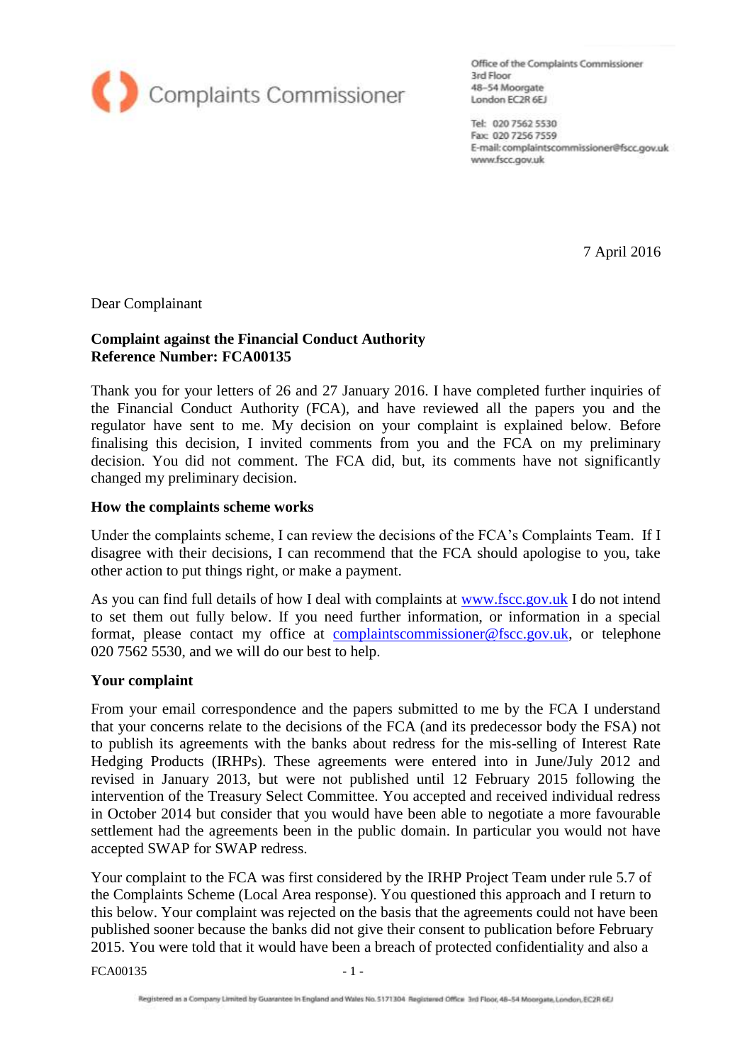Complaints Commissioner

Office of the Complaints Commissioner
3rd Floor
48–54 Moorgate
London EC2R 6EJ

Tel: 020 7562 5530
Fax: 020 7256 7559
E-mail: complaintscommissioner@fscc.gov.uk
www.fscc.gov.uk

7 April 2016

Dear Complainant

**Complaint against the Financial Conduct Authority**
**Reference Number: FCA00135**

Thank you for your letters of 26 and 27 January 2016. I have completed further inquiries of the Financial Conduct Authority (FCA), and have reviewed all the papers you and the regulator have sent to me. My decision on your complaint is explained below. Before finalising this decision, I invited comments from you and the FCA on my preliminary decision. You did not comment. The FCA did, but, its comments have not significantly changed my preliminary decision.

**How the complaints scheme works**

Under the complaints scheme, I can review the decisions of the FCA's Complaints Team. If I disagree with their decisions, I can recommend that the FCA should apologise to you, take other action to put things right, or make a payment.

As you can find full details of how I deal with complaints at www.fscc.gov.uk I do not intend to set them out fully below. If you need further information, or information in a special format, please contact my office at complaintscommissioner@fscc.gov.uk, or telephone 020 7562 5530, and we will do our best to help.

**Your complaint**

From your email correspondence and the papers submitted to me by the FCA I understand that your concerns relate to the decisions of the FCA (and its predecessor body the FSA) not to publish its agreements with the banks about redress for the mis-selling of Interest Rate Hedging Products (IRHPs). These agreements were entered into in June/July 2012 and revised in January 2013, but were not published until 12 February 2015 following the intervention of the Treasury Select Committee. You accepted and received individual redress in October 2014 but consider that you would have been able to negotiate a more favourable settlement had the agreements been in the public domain. In particular you would not have accepted SWAP for SWAP redress.

Your complaint to the FCA was first considered by the IRHP Project Team under rule 5.7 of the Complaints Scheme (Local Area response). You questioned this approach and I return to this below. Your complaint was rejected on the basis that the agreements could not have been published sooner because the banks did not give their consent to publication before February 2015. You were told that it would have been a breach of protected confidentiality and also a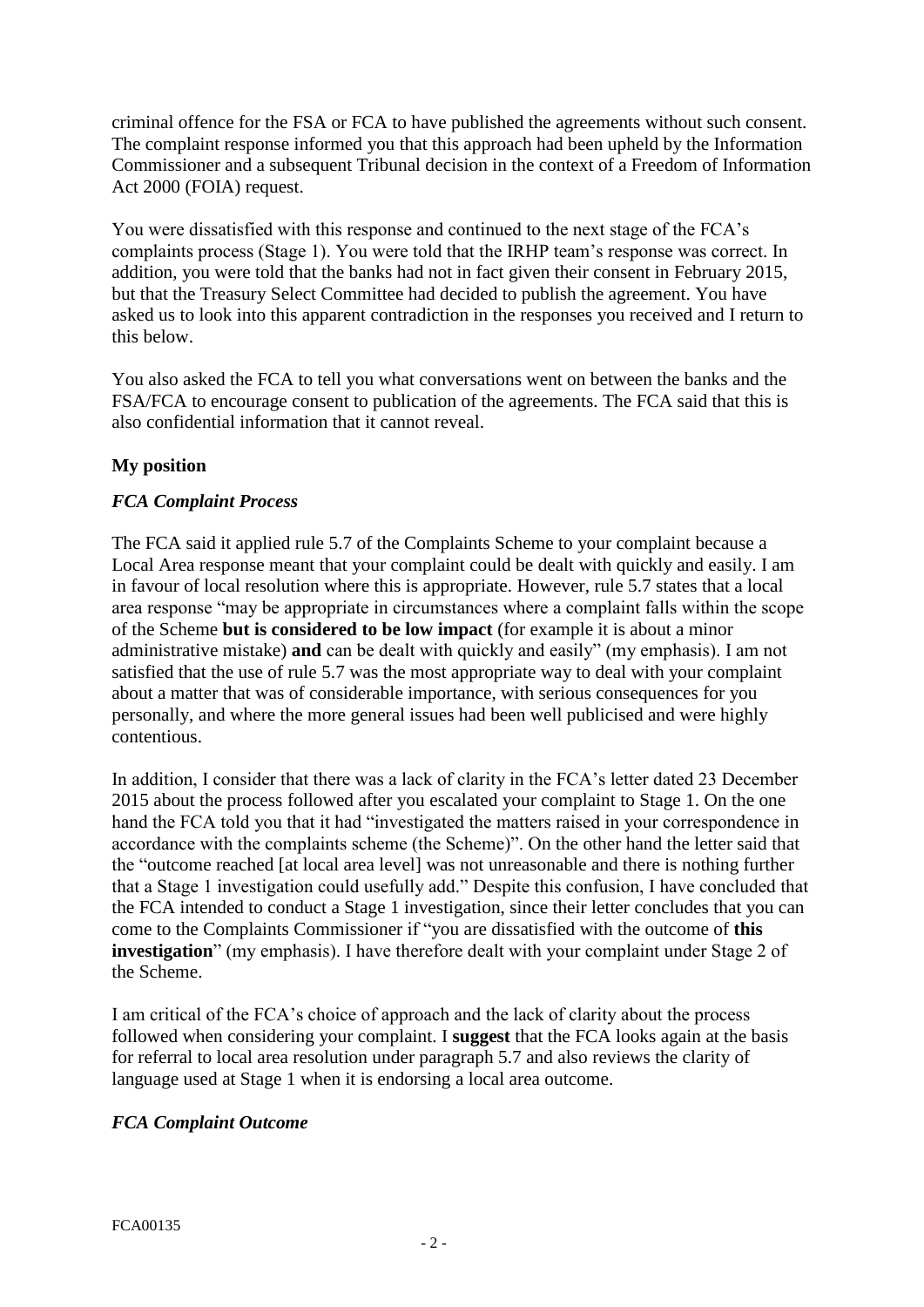criminal offence for the FSA or FCA to have published the agreements without such consent. The complaint response informed you that this approach had been upheld by the Information Commissioner and a subsequent Tribunal decision in the context of a Freedom of Information Act 2000 (FOIA) request.

You were dissatisfied with this response and continued to the next stage of the FCA's complaints process (Stage 1). You were told that the IRHP team's response was correct. In addition, you were told that the banks had not in fact given their consent in February 2015, but that the Treasury Select Committee had decided to publish the agreement. You have asked us to look into this apparent contradiction in the responses you received and I return to this below.

You also asked the FCA to tell you what conversations went on between the banks and the FSA/FCA to encourage consent to publication of the agreements. The FCA said that this is also confidential information that it cannot reveal.

## My position

### *FCA Complaint Process*

The FCA said it applied rule 5.7 of the Complaints Scheme to your complaint because a Local Area response meant that your complaint could be dealt with quickly and easily. I am in favour of local resolution where this is appropriate. However, rule 5.7 states that a local area response "may be appropriate in circumstances where a complaint falls within the scope of the Scheme **but is considered to be low impact** (for example it is about a minor administrative mistake) **and** can be dealt with quickly and easily" (my emphasis). I am not satisfied that the use of rule 5.7 was the most appropriate way to deal with your complaint about a matter that was of considerable importance, with serious consequences for you personally, and where the more general issues had been well publicised and were highly contentious.

In addition, I consider that there was a lack of clarity in the FCA's letter dated 23 December 2015 about the process followed after you escalated your complaint to Stage 1. On the one hand the FCA told you that it had "investigated the matters raised in your correspondence in accordance with the complaints scheme (the Scheme)". On the other hand the letter said that the "outcome reached [at local area level] was not unreasonable and there is nothing further that a Stage 1 investigation could usefully add." Despite this confusion, I have concluded that the FCA intended to conduct a Stage 1 investigation, since their letter concludes that you can come to the Complaints Commissioner if "you are dissatisfied with the outcome of **this investigation**" (my emphasis). I have therefore dealt with your complaint under Stage 2 of the Scheme.

I am critical of the FCA's choice of approach and the lack of clarity about the process followed when considering your complaint. I **suggest** that the FCA looks again at the basis for referral to local area resolution under paragraph 5.7 and also reviews the clarity of language used at Stage 1 when it is endorsing a local area outcome.

### *FCA Complaint Outcome*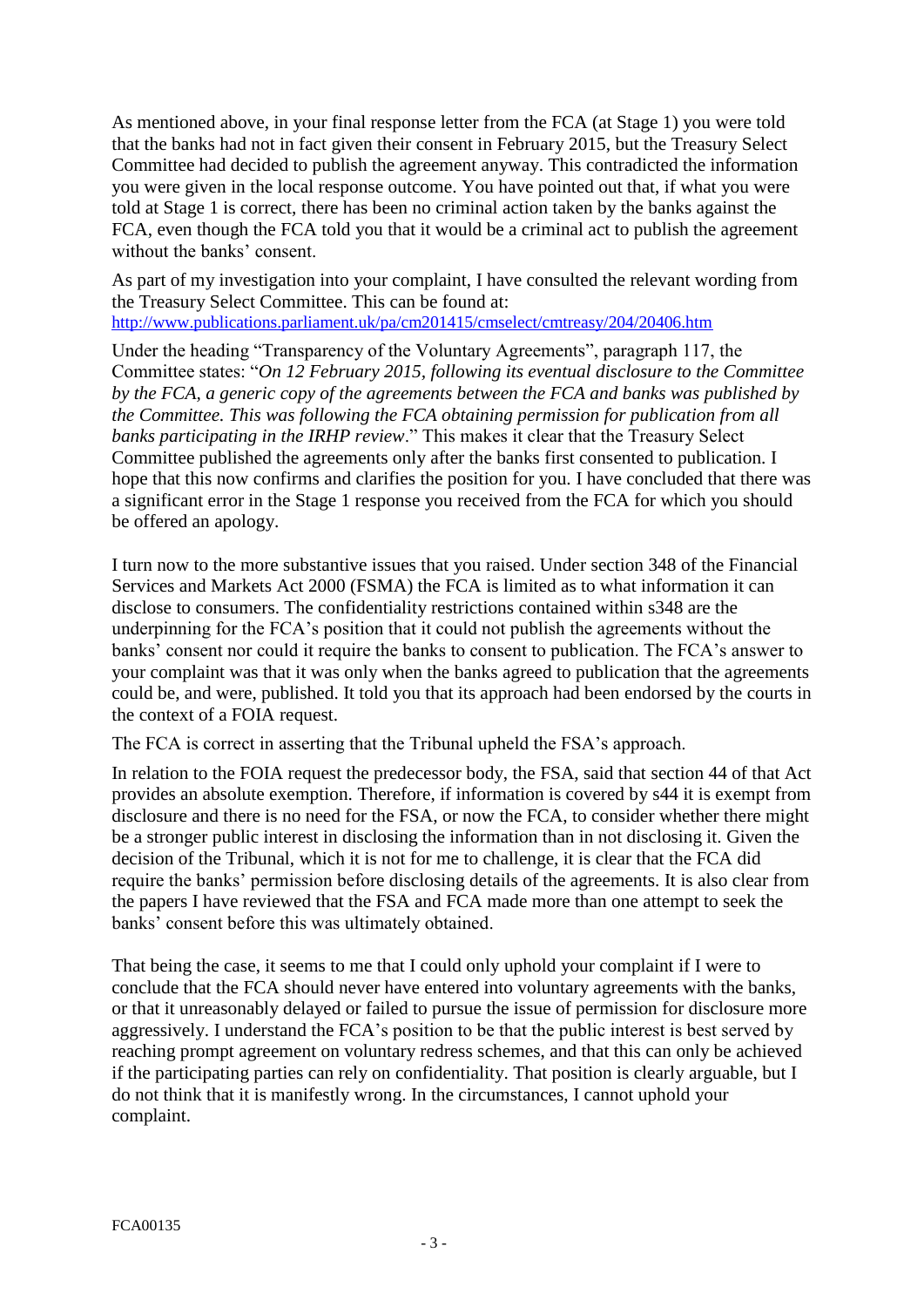As mentioned above, in your final response letter from the FCA (at Stage 1) you were told that the banks had not in fact given their consent in February 2015, but the Treasury Select Committee had decided to publish the agreement anyway. This contradicted the information you were given in the local response outcome. You have pointed out that, if what you were told at Stage 1 is correct, there has been no criminal action taken by the banks against the FCA, even though the FCA told you that it would be a criminal act to publish the agreement without the banks' consent.

As part of my investigation into your complaint, I have consulted the relevant wording from the Treasury Select Committee. This can be found at: http://www.publications.parliament.uk/pa/cm201415/cmselect/cmtreasy/204/20406.htm

Under the heading "Transparency of the Voluntary Agreements", paragraph 117, the Committee states: "*On 12 February 2015, following its eventual disclosure to the Committee by the FCA, a generic copy of the agreements between the FCA and banks was published by the Committee. This was following the FCA obtaining permission for publication from all banks participating in the IRHP review*." This makes it clear that the Treasury Select Committee published the agreements only after the banks first consented to publication. I hope that this now confirms and clarifies the position for you. I have concluded that there was a significant error in the Stage 1 response you received from the FCA for which you should be offered an apology.

I turn now to the more substantive issues that you raised. Under section 348 of the Financial Services and Markets Act 2000 (FSMA) the FCA is limited as to what information it can disclose to consumers. The confidentiality restrictions contained within s348 are the underpinning for the FCA's position that it could not publish the agreements without the banks' consent nor could it require the banks to consent to publication. The FCA's answer to your complaint was that it was only when the banks agreed to publication that the agreements could be, and were, published. It told you that its approach had been endorsed by the courts in the context of a FOIA request.

The FCA is correct in asserting that the Tribunal upheld the FSA's approach.

In relation to the FOIA request the predecessor body, the FSA, said that section 44 of that Act provides an absolute exemption. Therefore, if information is covered by s44 it is exempt from disclosure and there is no need for the FSA, or now the FCA, to consider whether there might be a stronger public interest in disclosing the information than in not disclosing it. Given the decision of the Tribunal, which it is not for me to challenge, it is clear that the FCA did require the banks' permission before disclosing details of the agreements. It is also clear from the papers I have reviewed that the FSA and FCA made more than one attempt to seek the banks' consent before this was ultimately obtained.

That being the case, it seems to me that I could only uphold your complaint if I were to conclude that the FCA should never have entered into voluntary agreements with the banks, or that it unreasonably delayed or failed to pursue the issue of permission for disclosure more aggressively. I understand the FCA's position to be that the public interest is best served by reaching prompt agreement on voluntary redress schemes, and that this can only be achieved if the participating parties can rely on confidentiality. That position is clearly arguable, but I do not think that it is manifestly wrong. In the circumstances, I cannot uphold your complaint.

FCA00135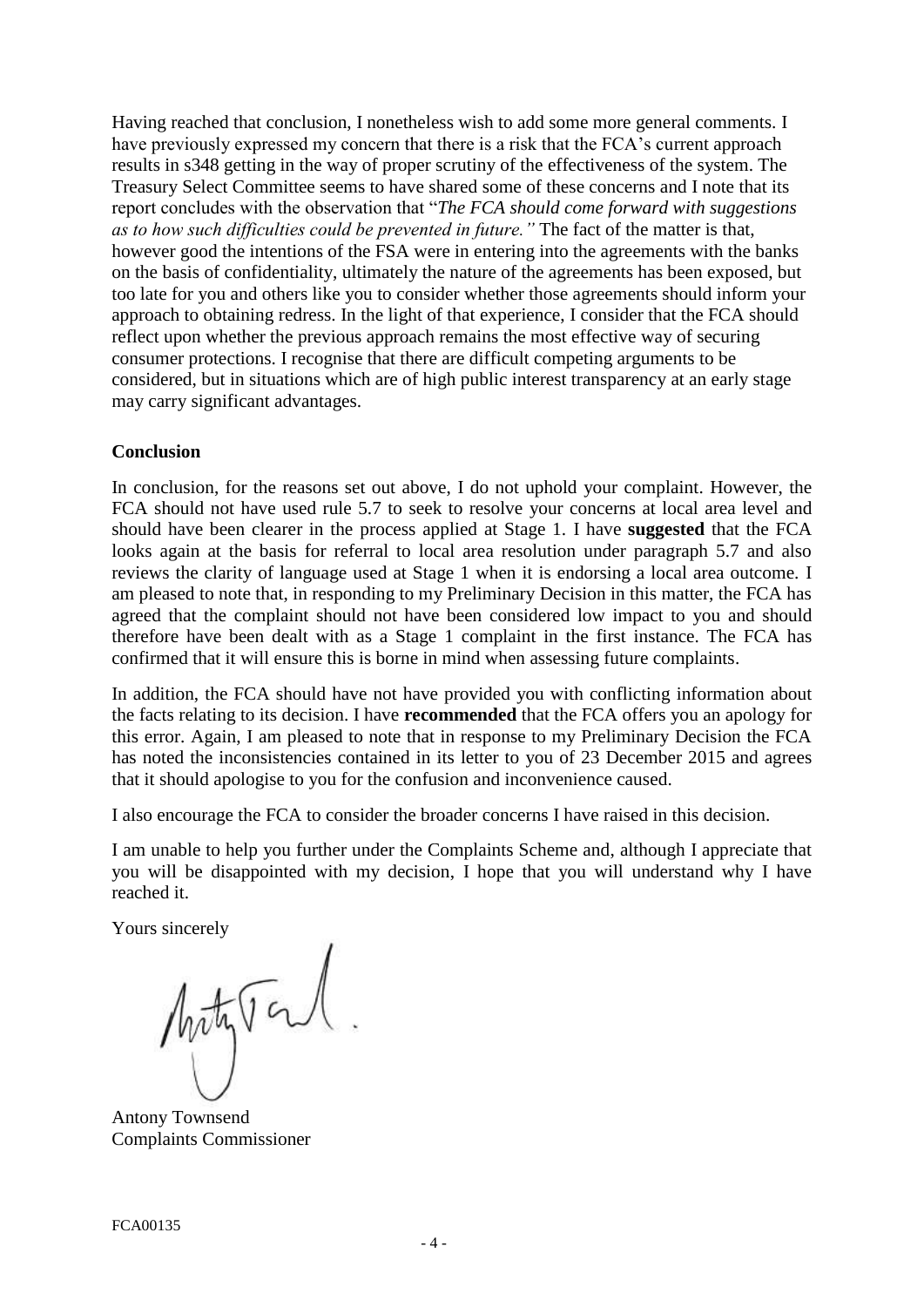Having reached that conclusion, I nonetheless wish to add some more general comments. I have previously expressed my concern that there is a risk that the FCA's current approach results in s348 getting in the way of proper scrutiny of the effectiveness of the system. The Treasury Select Committee seems to have shared some of these concerns and I note that its report concludes with the observation that "*The FCA should come forward with suggestions as to how such difficulties could be prevented in future.*" The fact of the matter is that, however good the intentions of the FSA were in entering into the agreements with the banks on the basis of confidentiality, ultimately the nature of the agreements has been exposed, but too late for you and others like you to consider whether those agreements should inform your approach to obtaining redress. In the light of that experience, I consider that the FCA should reflect upon whether the previous approach remains the most effective way of securing consumer protections. I recognise that there are difficult competing arguments to be considered, but in situations which are of high public interest transparency at an early stage may carry significant advantages.

**Conclusion**

In conclusion, for the reasons set out above, I do not uphold your complaint. However, the FCA should not have used rule 5.7 to seek to resolve your concerns at local area level and should have been clearer in the process applied at Stage 1. I have **suggested** that the FCA looks again at the basis for referral to local area resolution under paragraph 5.7 and also reviews the clarity of language used at Stage 1 when it is endorsing a local area outcome. I am pleased to note that, in responding to my Preliminary Decision in this matter, the FCA has agreed that the complaint should not have been considered low impact to you and should therefore have been dealt with as a Stage 1 complaint in the first instance. The FCA has confirmed that it will ensure this is borne in mind when assessing future complaints.

In addition, the FCA should have not have provided you with conflicting information about the facts relating to its decision. I have **recommended** that the FCA offers you an apology for this error. Again, I am pleased to note that in response to my Preliminary Decision the FCA has noted the inconsistencies contained in its letter to you of 23 December 2015 and agrees that it should apologise to you for the confusion and inconvenience caused.

I also encourage the FCA to consider the broader concerns I have raised in this decision.

I am unable to help you further under the Complaints Scheme and, although I appreciate that you will be disappointed with my decision, I hope that you will understand why I have reached it.

Yours sincerely

Antony Townsend
Complaints Commissioner

FCA00135